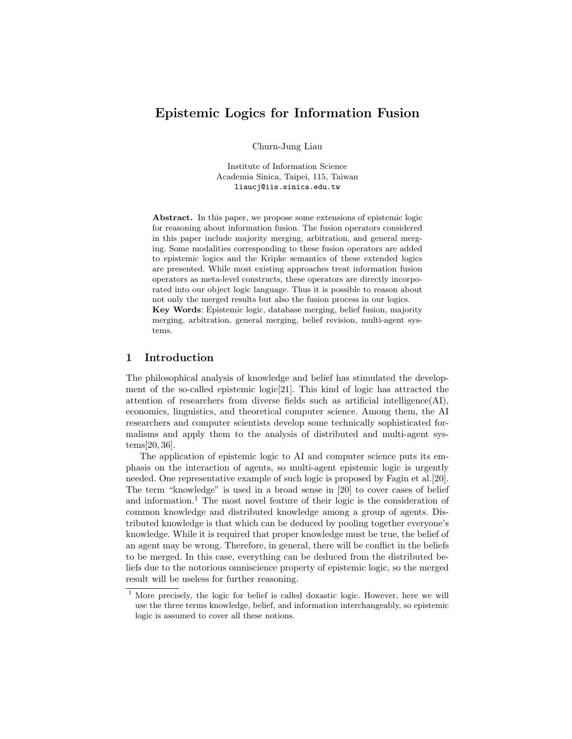# Epistemic Logics for Information Fusion

Churn-Jung Liau

Institute of Information Science
Academia Sinica, Taipei, 115, Taiwan
liaucj@iis.sinica.edu.tw

**Abstract.** In this paper, we propose some extensions of epistemic logic for reasoning about information fusion. The fusion operators considered in this paper include majority merging, arbitration, and general merging. Some modalities corresponding to these fusion operators are added to epistemic logics and the Kripke semantics of these extended logics are presented. While most existing approaches treat information fusion operators as meta-level constructs, these operators are directly incorporated into our object logic language. Thus it is possible to reason about not only the merged results but also the fusion process in our logics.

**Key Words**: Epistemic logic, database merging, belief fusion, majority merging, arbitration, general merging, belief revision, multi-agent systems.

## 1 Introduction

The philosophical analysis of knowledge and belief has stimulated the development of the so-called epistemic logic[21]. This kind of logic has attracted the attention of researchers from diverse fields such as artificial intelligence(AI), economics, linguistics, and theoretical computer science. Among them, the AI researchers and computer scientists develop some technically sophisticated formalisms and apply them to the analysis of distributed and multi-agent systems[20, 36].

The application of epistemic logic to AI and computer science puts its emphasis on the interaction of agents, so multi-agent epistemic logic is urgently needed. One representative example of such logic is proposed by Fagin et al.[20]. The term "knowledge" is used in a broad sense in [20] to cover cases of belief and information.[1] The most novel feature of their logic is the consideration of common knowledge and distributed knowledge among a group of agents. Distributed knowledge is that which can be deduced by pooling together everyone's knowledge. While it is required that proper knowledge must be true, the belief of an agent may be wrong. Therefore, in general, there will be conflict in the beliefs to be merged. In this case, everything can be deduced from the distributed beliefs due to the notorious omniscience property of epistemic logic, so the merged result will be useless for further reasoning.

[1] More precisely, the logic for belief is called doxastic logic. However, here we will use the three terms knowledge, belief, and information interchangeably, so epistemic logic is assumed to cover all these notions.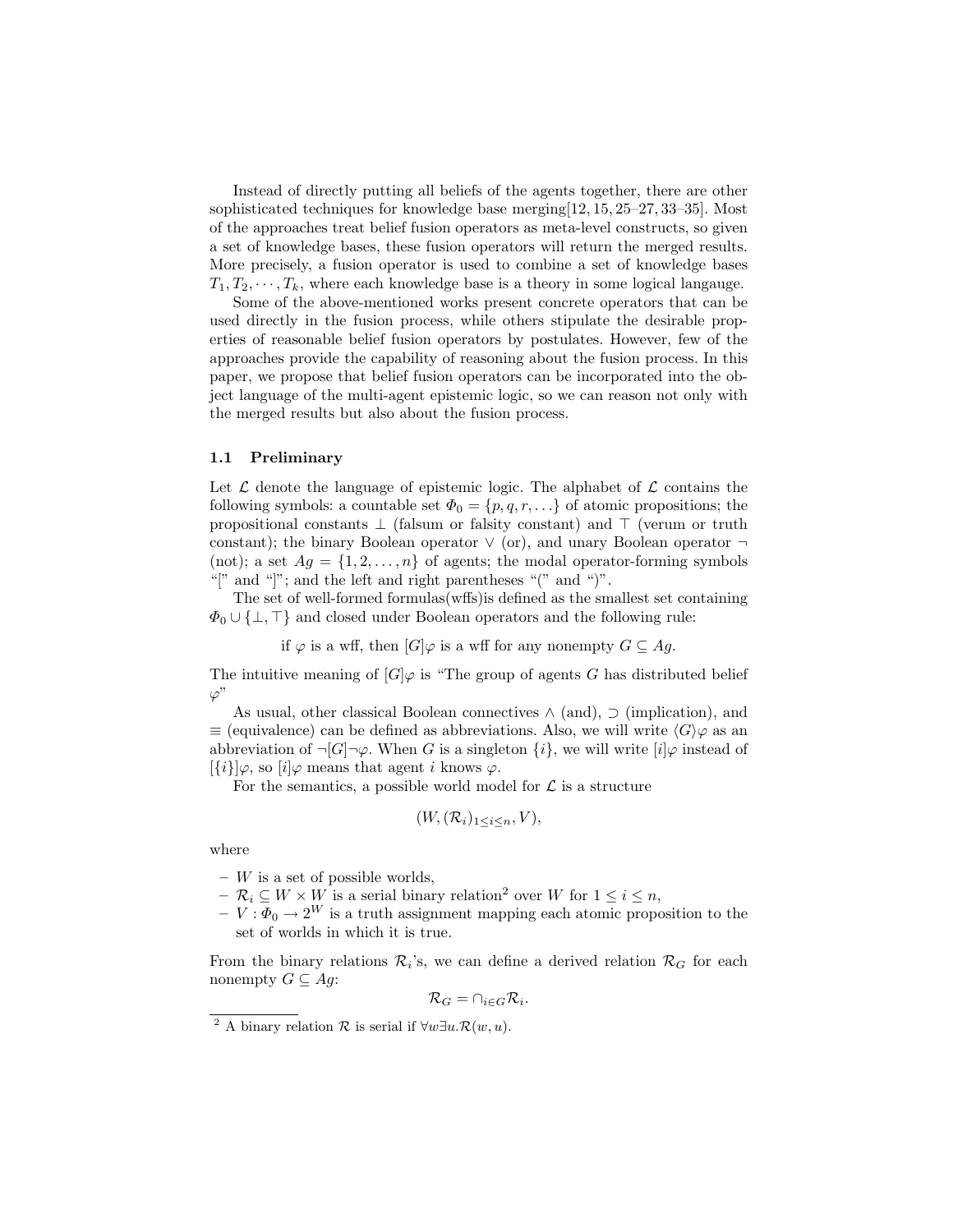Instead of directly putting all beliefs of the agents together, there are other sophisticated techniques for knowledge base merging[12, 15, 25–27, 33–35]. Most of the approaches treat belief fusion operators as meta-level constructs, so given a set of knowledge bases, these fusion operators will return the merged results. More precisely, a fusion operator is used to combine a set of knowledge bases $T_1, T_2, \cdots, T_k$, where each knowledge base is a theory in some logical langauge.

Some of the above-mentioned works present concrete operators that can be used directly in the fusion process, while others stipulate the desirable properties of reasonable belief fusion operators by postulates. However, few of the approaches provide the capability of reasoning about the fusion process. In this paper, we propose that belief fusion operators can be incorporated into the object language of the multi-agent epistemic logic, so we can reason not only with the merged results but also about the fusion process.

### 1.1 Preliminary

Let $\mathcal{L}$ denote the language of epistemic logic. The alphabet of $\mathcal{L}$ contains the following symbols: a countable set $\Phi_0 = \{p, q, r, \ldots\}$ of atomic propositions; the propositional constants $\perp$ (falsum or falsity constant) and $\top$ (verum or truth constant); the binary Boolean operator $\vee$ (or), and unary Boolean operator $\neg$ (not); a set $Ag = \{1, 2, \ldots, n\}$ of agents; the modal operator-forming symbols "[" and "]"; and the left and right parentheses "(" and ")".

The set of well-formed formulas(wffs)is defined as the smallest set containing $\Phi_0 \cup \{\perp, \top\}$ and closed under Boolean operators and the following rule:

if $\varphi$ is a wff, then $[G]\varphi$ is a wff for any nonempty $G \subseteq Ag$.

The intuitive meaning of $[G]\varphi$ is "The group of agents $G$ has distributed belief $\varphi$"

As usual, other classical Boolean connectives $\wedge$ (and), $\supset$ (implication), and $\equiv$ (equivalence) can be defined as abbreviations. Also, we will write $\langle G\rangle\varphi$ as an abbreviation of $\neg[G]\neg\varphi$. When $G$ is a singleton $\{i\}$, we will write $[i]\varphi$ instead of $[\{i\}]\varphi$, so $[i]\varphi$ means that agent $i$ knows $\varphi$.

For the semantics, a possible world model for $\mathcal{L}$ is a structure

$$(W, (\mathcal{R}_i)_{1\leq i\leq n}, V),$$

where

- $W$ is a set of possible worlds,
- $\mathcal{R}_i \subseteq W \times W$ is a serial binary relation[2] over $W$ for $1 \leq i \leq n$,
- $V : \Phi_0 \rightarrow 2^W$ is a truth assignment mapping each atomic proposition to the set of worlds in which it is true.

From the binary relations $\mathcal{R}_i$'s, we can define a derived relation $\mathcal{R}_G$ for each nonempty $G \subseteq Ag$:

$$\mathcal{R}_G = \cap_{i\in G}\mathcal{R}_i.$$

[2] A binary relation $\mathcal{R}$ is serial if $\forall w \exists u.\mathcal{R}(w, u)$.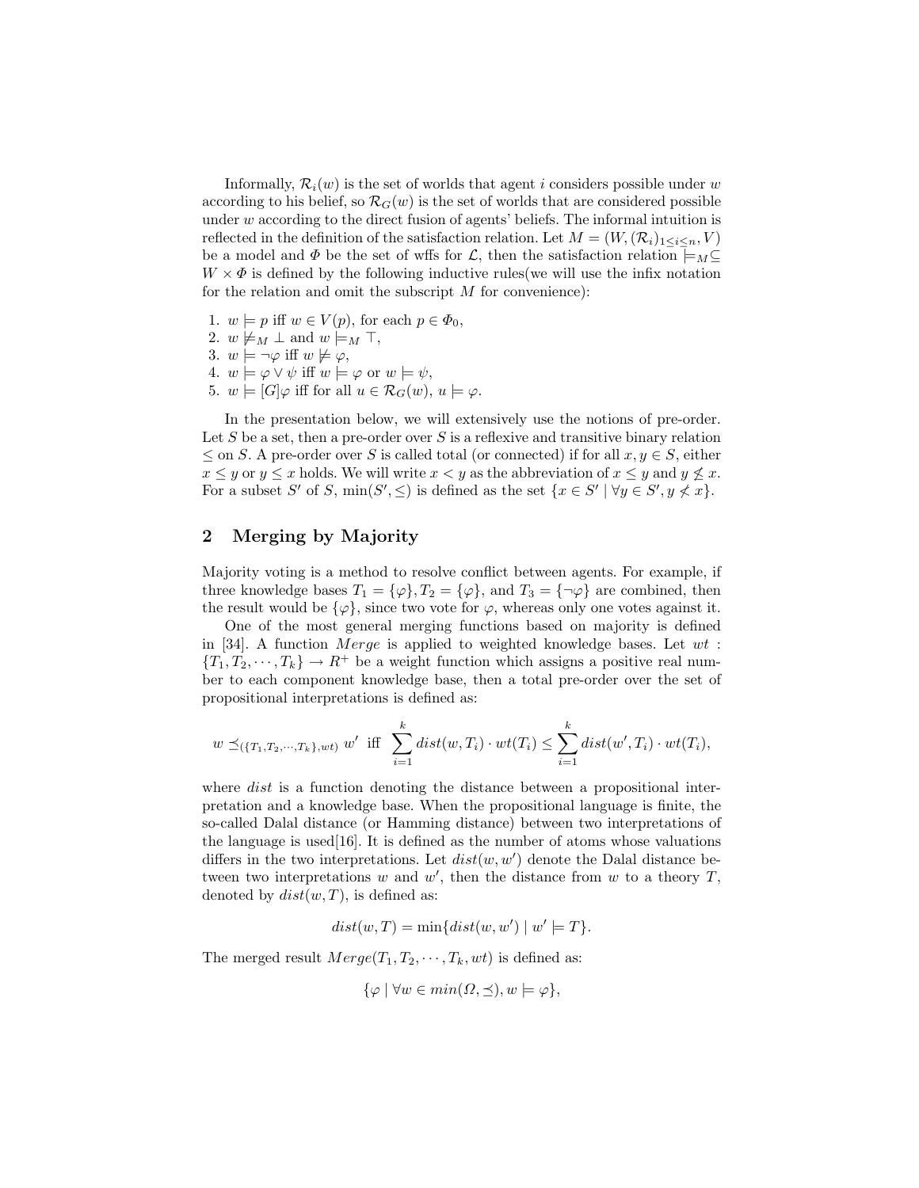Informally, $\mathcal{R}_i(w)$ is the set of worlds that agent $i$ considers possible under $w$ according to his belief, so $\mathcal{R}_G(w)$ is the set of worlds that are considered possible under $w$ according to the direct fusion of agents' beliefs. The informal intuition is reflected in the definition of the satisfaction relation. Let $M = (W, (\mathcal{R}_i)_{1 \leq i \leq n}, V)$ be a model and $\Phi$ be the set of wffs for $\mathcal{L}$, then the satisfaction relation $\models_M \subseteq W \times \Phi$ is defined by the following inductive rules(we will use the infix notation for the relation and omit the subscript $M$ for convenience):

1. $w \models p$ iff $w \in V(p)$, for each $p \in \Phi_0$,
2. $w \not\models_M \bot$ and $w \models_M \top$,
3. $w \models \neg\varphi$ iff $w \not\models \varphi$,
4. $w \models \varphi \vee \psi$ iff $w \models \varphi$ or $w \models \psi$,
5. $w \models [G]\varphi$ iff for all $u \in \mathcal{R}_G(w)$, $u \models \varphi$.

In the presentation below, we will extensively use the notions of pre-order. Let $S$ be a set, then a pre-order over $S$ is a reflexive and transitive binary relation $\leq$ on $S$. A pre-order over $S$ is called total (or connected) if for all $x, y \in S$, either $x \leq y$ or $y \leq x$ holds. We will write $x < y$ as the abbreviation of $x \leq y$ and $y \not\leq x$. For a subset $S'$ of $S$, $\min(S', \leq)$ is defined as the set $\{x \in S' \mid \forall y \in S', y \not< x\}$.

## 2 Merging by Majority

Majority voting is a method to resolve conflict between agents. For example, if three knowledge bases $T_1 = \{\varphi\}, T_2 = \{\varphi\}$, and $T_3 = \{\neg\varphi\}$ are combined, then the result would be $\{\varphi\}$, since two vote for $\varphi$, whereas only one votes against it.

One of the most general merging functions based on majority is defined in [34]. A function $Merge$ is applied to weighted knowledge bases. Let $wt : \{T_1, T_2, \cdots, T_k\} \rightarrow R^+$ be a weight function which assigns a positive real number to each component knowledge base, then a total pre-order over the set of propositional interpretations is defined as:

$$w \preceq_{(\{T_1,T_2,\cdots,T_k\},wt)} w' \text{ iff } \sum_{i=1}^{k} dist(w, T_i) \cdot wt(T_i) \leq \sum_{i=1}^{k} dist(w', T_i) \cdot wt(T_i),$$

where $dist$ is a function denoting the distance between a propositional interpretation and a knowledge base. When the propositional language is finite, the so-called Dalal distance (or Hamming distance) between two interpretations of the language is used[16]. It is defined as the number of atoms whose valuations differs in the two interpretations. Let $dist(w, w')$ denote the Dalal distance between two interpretations $w$ and $w'$, then the distance from $w$ to a theory $T$, denoted by $dist(w, T)$, is defined as:

$$dist(w, T) = \min\{dist(w, w') \mid w' \models T\}.$$

The merged result $Merge(T_1, T_2, \cdots, T_k, wt)$ is defined as:

$$\{\varphi \mid \forall w \in min(\Omega, \preceq), w \models \varphi\},$$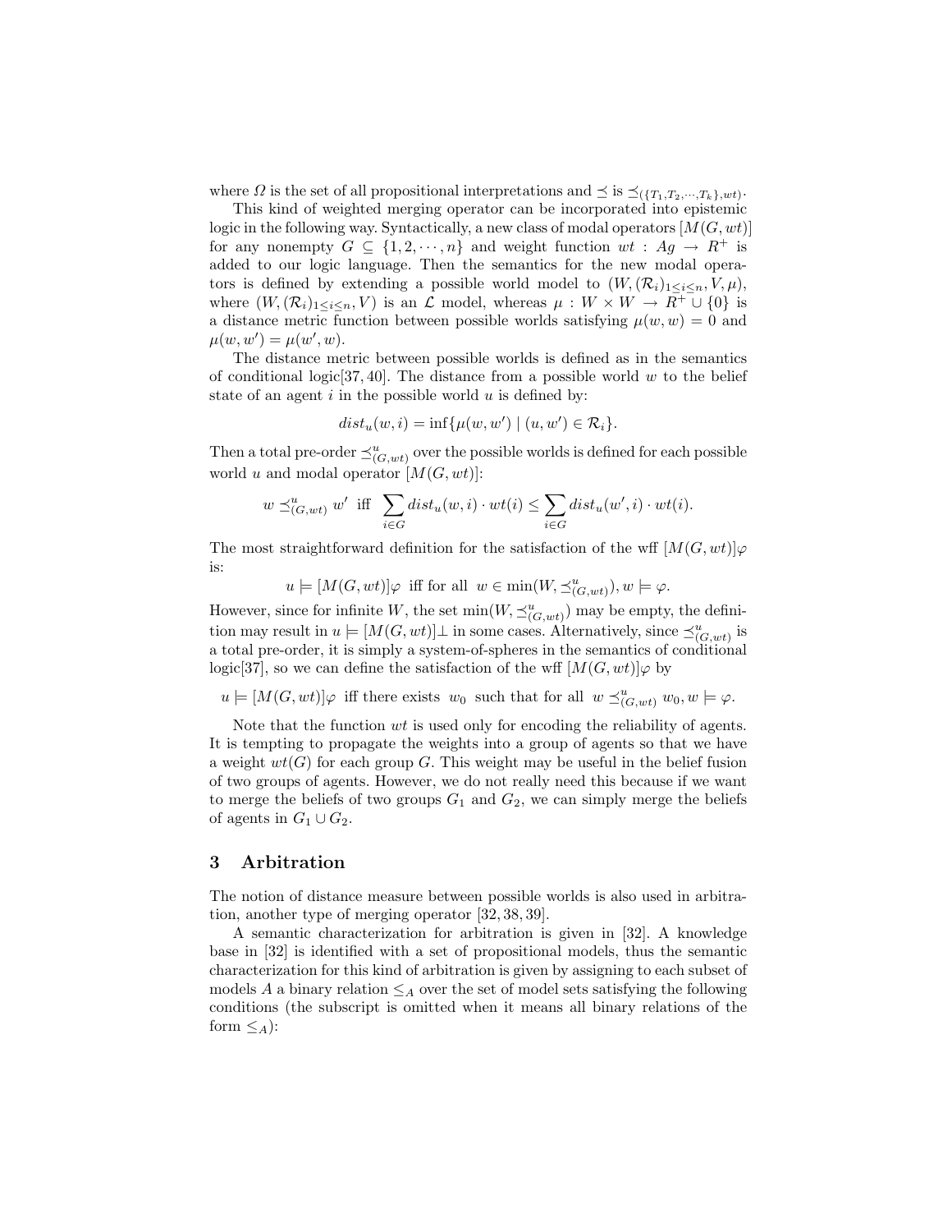where $\Omega$ is the set of all propositional interpretations and $\preceq$ is $\preceq_{(\{T_1,T_2,\cdots,T_k\},wt)}$.

This kind of weighted merging operator can be incorporated into epistemic logic in the following way. Syntactically, a new class of modal operators $[M(G,wt)]$ for any nonempty $G \subseteq \{1,2,\cdots,n\}$ and weight function $wt : Ag \to R^+$ is added to our logic language. Then the semantics for the new modal operators is defined by extending a possible world model to $(W,(\mathcal{R}_i)_{1\leq i\leq n},V,\mu)$, where $(W,(\mathcal{R}_i)_{1\leq i\leq n},V)$ is an $\mathcal{L}$ model, whereas $\mu : W \times W \to R^+ \cup \{0\}$ is a distance metric function between possible worlds satisfying $\mu(w,w) = 0$ and $\mu(w,w') = \mu(w',w)$.

The distance metric between possible worlds is defined as in the semantics of conditional logic[37, 40]. The distance from a possible world $w$ to the belief state of an agent $i$ in the possible world $u$ is defined by:

$$dist_u(w,i) = \inf\{\mu(w,w') \mid (u,w') \in \mathcal{R}_i\}.$$

Then a total pre-order $\preceq^u_{(G,wt)}$ over the possible worlds is defined for each possible world $u$ and modal operator $[M(G,wt)]$:

$$w \preceq^u_{(G,wt)} w' \text{ iff } \sum_{i\in G} dist_u(w,i)\cdot wt(i) \leq \sum_{i\in G} dist_u(w',i)\cdot wt(i).$$

The most straightforward definition for the satisfaction of the wff $[M(G,wt)]\varphi$ is:

$$u \models [M(G,wt)]\varphi \text{ iff for all } w \in \min(W, \preceq^u_{(G,wt)}), w \models \varphi.$$

However, since for infinite $W$, the set $\min(W, \preceq^u_{(G,wt)})$ may be empty, the definition may result in $u \models [M(G,wt)]\bot$ in some cases. Alternatively, since $\preceq^u_{(G,wt)}$ is a total pre-order, it is simply a system-of-spheres in the semantics of conditional logic[37], so we can define the satisfaction of the wff $[M(G,wt)]\varphi$ by

$$u \models [M(G,wt)]\varphi \text{ iff there exists } w_0 \text{ such that for all } w \preceq^u_{(G,wt)} w_0, w \models \varphi.$$

Note that the function $wt$ is used only for encoding the reliability of agents. It is tempting to propagate the weights into a group of agents so that we have a weight $wt(G)$ for each group $G$. This weight may be useful in the belief fusion of two groups of agents. However, we do not really need this because if we want to merge the beliefs of two groups $G_1$ and $G_2$, we can simply merge the beliefs of agents in $G_1 \cup G_2$.

## 3 Arbitration

The notion of distance measure between possible worlds is also used in arbitration, another type of merging operator [32, 38, 39].

A semantic characterization for arbitration is given in [32]. A knowledge base in [32] is identified with a set of propositional models, thus the semantic characterization for this kind of arbitration is given by assigning to each subset of models $A$ a binary relation $\leq_A$ over the set of model sets satisfying the following conditions (the subscript is omitted when it means all binary relations of the form $\leq_A$):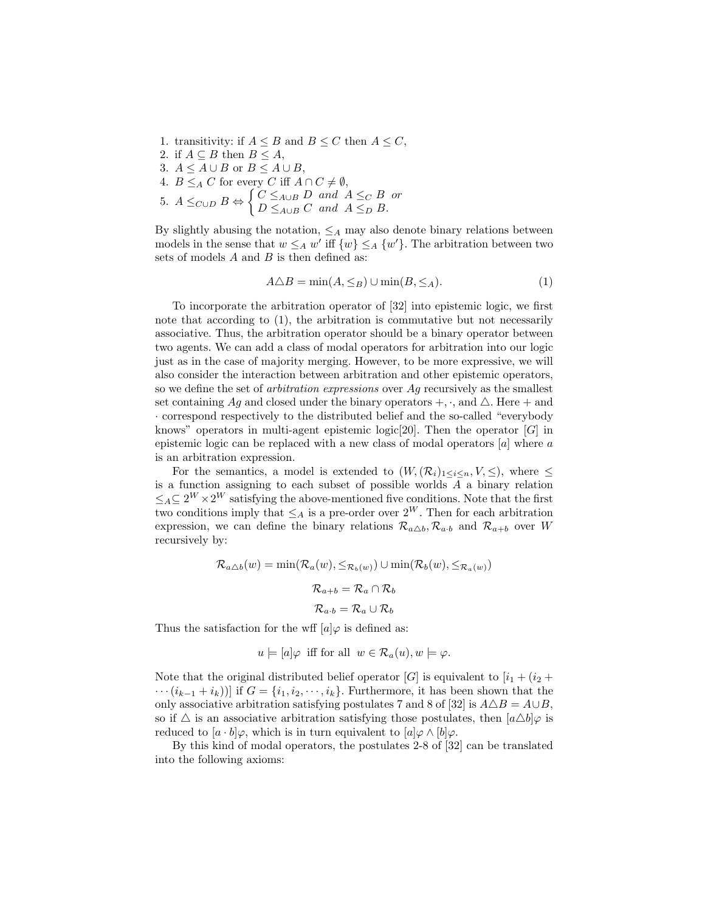1. transitivity: if $A \leq B$ and $B \leq C$ then $A \leq C$,
2. if $A \subseteq B$ then $B \leq A$,
3. $A \leq A \cup B$ or $B \leq A \cup B$,
4. $B \leq_A C$ for every $C$ iff $A \cap C \neq \emptyset$,
5. $A \leq_{C \cup D} B \Leftrightarrow \begin{cases} C \leq_{A \cup B} D \;\; and \;\; A \leq_C B \;\; or \\ D \leq_{A \cup B} C \;\; and \;\; A \leq_D B. \end{cases}$

By slightly abusing the notation, $\leq_A$ may also denote binary relations between models in the sense that $w \leq_A w'$ iff $\{w\} \leq_A \{w'\}$. The arbitration between two sets of models $A$ and $B$ is then defined as:

$$A \triangle B = \min(A, \leq_B) \cup \min(B, \leq_A). \tag{1}$$

To incorporate the arbitration operator of [32] into epistemic logic, we first note that according to (1), the arbitration is commutative but not necessarily associative. Thus, the arbitration operator should be a binary operator between two agents. We can add a class of modal operators for arbitration into our logic just as in the case of majority merging. However, to be more expressive, we will also consider the interaction between arbitration and other epistemic operators, so we define the set of *arbitration expressions* over $Ag$ recursively as the smallest set containing $Ag$ and closed under the binary operators $+, \cdot$, and $\triangle$. Here $+$ and $\cdot$ correspond respectively to the distributed belief and the so-called "everybody knows" operators in multi-agent epistemic logic[20]. Then the operator $[G]$ in epistemic logic can be replaced with a new class of modal operators $[a]$ where $a$ is an arbitration expression.

For the semantics, a model is extended to $(W, (\mathcal{R}_i)_{1 \leq i \leq n}, V, \leq)$, where $\leq$ is a function assigning to each subset of possible worlds $A$ a binary relation $\leq_A \subseteq 2^W \times 2^W$ satisfying the above-mentioned five conditions. Note that the first two conditions imply that $\leq_A$ is a pre-order over $2^W$. Then for each arbitration expression, we can define the binary relations $\mathcal{R}_{a \triangle b}, \mathcal{R}_{a \cdot b}$ and $\mathcal{R}_{a+b}$ over $W$ recursively by:

$$\mathcal{R}_{a \triangle b}(w) = \min(\mathcal{R}_a(w), \leq_{\mathcal{R}_b(w)}) \cup \min(\mathcal{R}_b(w), \leq_{\mathcal{R}_a(w)})$$

$$\mathcal{R}_{a+b} = \mathcal{R}_a \cap \mathcal{R}_b$$

$$\mathcal{R}_{a \cdot b} = \mathcal{R}_a \cup \mathcal{R}_b$$

Thus the satisfaction for the wff $[a]\varphi$ is defined as:

$$u \models [a]\varphi \;\text{ iff for all }\; w \in \mathcal{R}_a(u), w \models \varphi.$$

Note that the original distributed belief operator $[G]$ is equivalent to $[i_1 + (i_2 + \cdots (i_{k-1} + i_k))]$ if $G = \{i_1, i_2, \cdots, i_k\}$. Furthermore, it has been shown that the only associative arbitration satisfying postulates 7 and 8 of [32] is $A \triangle B = A \cup B$, so if $\triangle$ is an associative arbitration satisfying those postulates, then $[a \triangle b]\varphi$ is reduced to $[a \cdot b]\varphi$, which is in turn equivalent to $[a]\varphi \wedge [b]\varphi$.

By this kind of modal operators, the postulates 2-8 of [32] can be translated into the following axioms: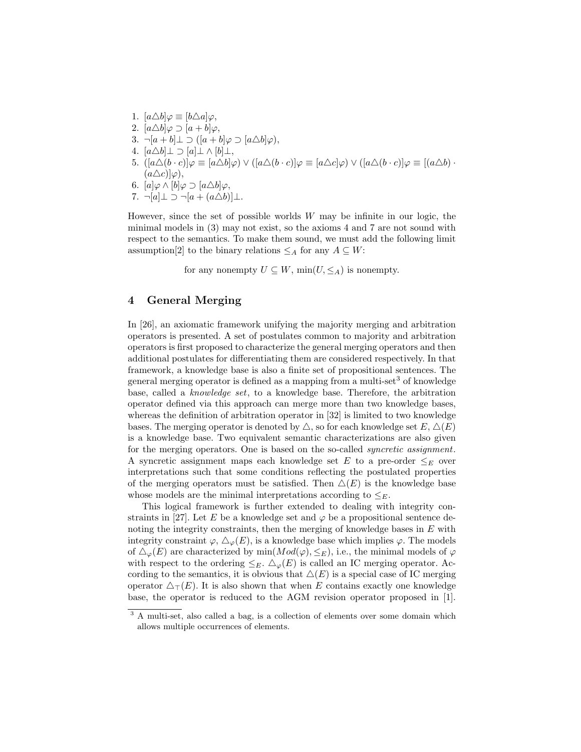1. $[a \triangle b]\varphi \equiv [b \triangle a]\varphi$,
2. $[a \triangle b]\varphi \supset [a + b]\varphi$,
3. $\neg[a + b]\bot \supset ([a + b]\varphi \supset [a \triangle b]\varphi)$,
4. $[a \triangle b]\bot \supset [a]\bot \wedge [b]\bot$,
5. $([a \triangle (b \cdot c)]\varphi \equiv [a \triangle b]\varphi) \vee ([a \triangle (b \cdot c)]\varphi \equiv [a \triangle c]\varphi) \vee ([a \triangle (b \cdot c)]\varphi \equiv [(a \triangle b) \cdot (a \triangle c)]\varphi)$,
6. $[a]\varphi \wedge [b]\varphi \supset [a \triangle b]\varphi$,
7. $\neg[a]\bot \supset \neg[a + (a \triangle b)]\bot$.

However, since the set of possible worlds $W$ may be infinite in our logic, the minimal models in (3) may not exist, so the axioms 4 and 7 are not sound with respect to the semantics. To make them sound, we must add the following limit assumption[2] to the binary relations $\leq_A$ for any $A \subseteq W$:

for any nonempty $U \subseteq W$, $\min(U, \leq_A)$ is nonempty.

## 4 General Merging

In [26], an axiomatic framework unifying the majority merging and arbitration operators is presented. A set of postulates common to majority and arbitration operators is first proposed to characterize the general merging operators and then additional postulates for differentiating them are considered respectively. In that framework, a knowledge base is also a finite set of propositional sentences. The general merging operator is defined as a mapping from a multi-set[3] of knowledge base, called a *knowledge set*, to a knowledge base. Therefore, the arbitration operator defined via this approach can merge more than two knowledge bases, whereas the definition of arbitration operator in [32] is limited to two knowledge bases. The merging operator is denoted by $\triangle$, so for each knowledge set $E$, $\triangle(E)$ is a knowledge base. Two equivalent semantic characterizations are also given for the merging operators. One is based on the so-called *syncretic assignment*. A syncretic assignment maps each knowledge set $E$ to a pre-order $\leq_E$ over interpretations such that some conditions reflecting the postulated properties of the merging operators must be satisfied. Then $\triangle(E)$ is the knowledge base whose models are the minimal interpretations according to $\leq_E$.

This logical framework is further extended to dealing with integrity constraints in [27]. Let $E$ be a knowledge set and $\varphi$ be a propositional sentence denoting the integrity constraints, then the merging of knowledge bases in $E$ with integrity constraint $\varphi$, $\triangle_\varphi(E)$, is a knowledge base which implies $\varphi$. The models of $\triangle_\varphi(E)$ are characterized by $\min(Mod(\varphi), \leq_E)$, i.e., the minimal models of $\varphi$ with respect to the ordering $\leq_E$. $\triangle_\varphi(E)$ is called an IC merging operator. According to the semantics, it is obvious that $\triangle(E)$ is a special case of IC merging operator $\triangle_\top(E)$. It is also shown that when $E$ contains exactly one knowledge base, the operator is reduced to the AGM revision operator proposed in [1].

[3] A multi-set, also called a bag, is a collection of elements over some domain which allows multiple occurrences of elements.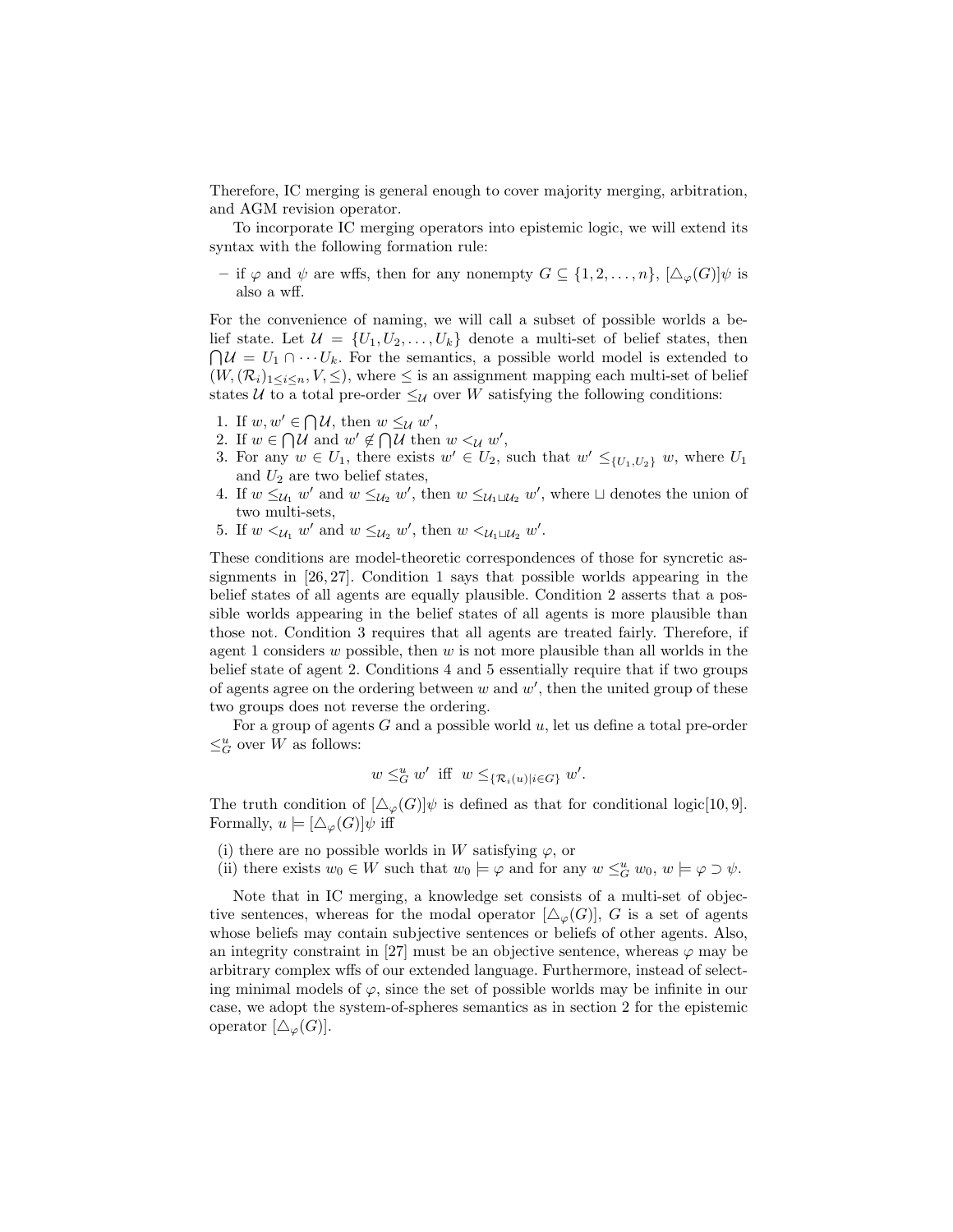Therefore, IC merging is general enough to cover majority merging, arbitration, and AGM revision operator.

To incorporate IC merging operators into epistemic logic, we will extend its syntax with the following formation rule:

– if $\varphi$ and $\psi$ are wffs, then for any nonempty $G \subseteq \{1, 2, \ldots, n\}$, $[\triangle_\varphi(G)]\psi$ is also a wff.

For the convenience of naming, we will call a subset of possible worlds a belief state. Let $\mathcal{U} = \{U_1, U_2, \ldots, U_k\}$ denote a multi-set of belief states, then $\bigcap \mathcal{U} = U_1 \cap \cdots U_k$. For the semantics, a possible world model is extended to $(W, (\mathcal{R}_i)_{1 \leq i \leq n}, V, \leq)$, where $\leq$ is an assignment mapping each multi-set of belief states $\mathcal{U}$ to a total pre-order $\leq_\mathcal{U}$ over $W$ satisfying the following conditions:

1. If $w, w' \in \bigcap \mathcal{U}$, then $w \leq_\mathcal{U} w'$,
2. If $w \in \bigcap \mathcal{U}$ and $w' \notin \bigcap \mathcal{U}$ then $w <_\mathcal{U} w'$,
3. For any $w \in U_1$, there exists $w' \in U_2$, such that $w' \leq_{\{U_1, U_2\}} w$, where $U_1$ and $U_2$ are two belief states,
4. If $w \leq_{\mathcal{U}_1} w'$ and $w \leq_{\mathcal{U}_2} w'$, then $w \leq_{\mathcal{U}_1 \sqcup \mathcal{U}_2} w'$, where $\sqcup$ denotes the union of two multi-sets,
5. If $w <_{\mathcal{U}_1} w'$ and $w \leq_{\mathcal{U}_2} w'$, then $w <_{\mathcal{U}_1 \sqcup \mathcal{U}_2} w'$.

These conditions are model-theoretic correspondences of those for syncretic assignments in [26, 27]. Condition 1 says that possible worlds appearing in the belief states of all agents are equally plausible. Condition 2 asserts that a possible worlds appearing in the belief states of all agents is more plausible than those not. Condition 3 requires that all agents are treated fairly. Therefore, if agent 1 considers $w$ possible, then $w$ is not more plausible than all worlds in the belief state of agent 2. Conditions 4 and 5 essentially require that if two groups of agents agree on the ordering between $w$ and $w'$, then the united group of these two groups does not reverse the ordering.

For a group of agents $G$ and a possible world $u$, let us define a total pre-order $\leq^u_G$ over $W$ as follows:

$$w \leq^u_G w' \;\text{ iff }\; w \leq_{\{\mathcal{R}_i(u) \mid i \in G\}} w'.$$

The truth condition of $[\triangle_\varphi(G)]\psi$ is defined as that for conditional logic[10, 9]. Formally, $u \models [\triangle_\varphi(G)]\psi$ iff

(i) there are no possible worlds in $W$ satisfying $\varphi$, or
(ii) there exists $w_0 \in W$ such that $w_0 \models \varphi$ and for any $w \leq^u_G w_0$, $w \models \varphi \supset \psi$.

Note that in IC merging, a knowledge set consists of a multi-set of objective sentences, whereas for the modal operator $[\triangle_\varphi(G)]$, $G$ is a set of agents whose beliefs may contain subjective sentences or beliefs of other agents. Also, an integrity constraint in [27] must be an objective sentence, whereas $\varphi$ may be arbitrary complex wffs of our extended language. Furthermore, instead of selecting minimal models of $\varphi$, since the set of possible worlds may be infinite in our case, we adopt the system-of-spheres semantics as in section 2 for the epistemic operator $[\triangle_\varphi(G)]$.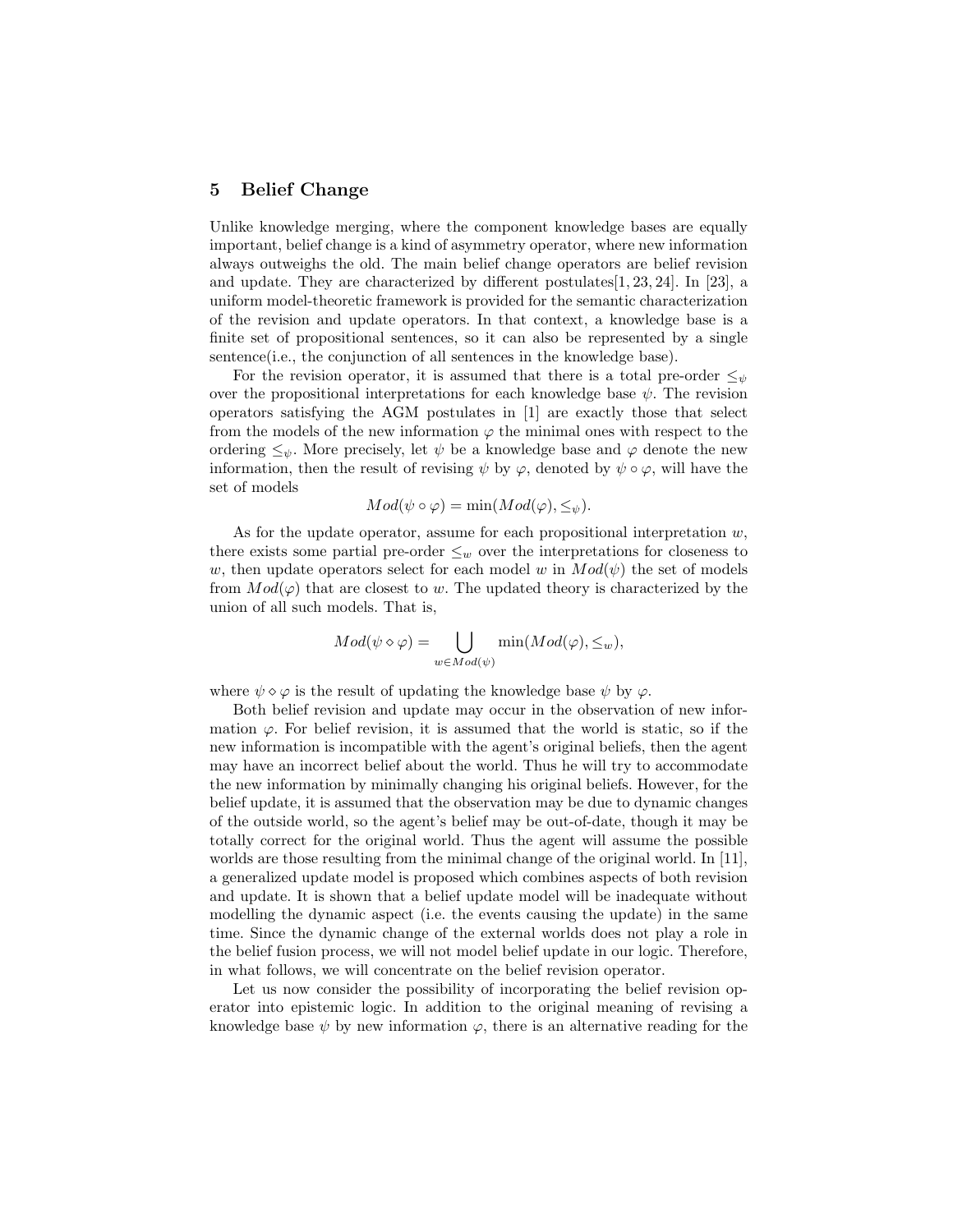## 5 Belief Change

Unlike knowledge merging, where the component knowledge bases are equally important, belief change is a kind of asymmetry operator, where new information always outweighs the old. The main belief change operators are belief revision and update. They are characterized by different postulates[1, 23, 24]. In [23], a uniform model-theoretic framework is provided for the semantic characterization of the revision and update operators. In that context, a knowledge base is a finite set of propositional sentences, so it can also be represented by a single sentence(i.e., the conjunction of all sentences in the knowledge base).

For the revision operator, it is assumed that there is a total pre-order $\leq_\psi$ over the propositional interpretations for each knowledge base $\psi$. The revision operators satisfying the AGM postulates in [1] are exactly those that select from the models of the new information $\varphi$ the minimal ones with respect to the ordering $\leq_\psi$. More precisely, let $\psi$ be a knowledge base and $\varphi$ denote the new information, then the result of revising $\psi$ by $\varphi$, denoted by $\psi \circ \varphi$, will have the set of models

$$Mod(\psi \circ \varphi) = \min(Mod(\varphi), \leq_\psi).$$

As for the update operator, assume for each propositional interpretation $w$, there exists some partial pre-order $\leq_w$ over the interpretations for closeness to $w$, then update operators select for each model $w$ in $Mod(\psi)$ the set of models from $Mod(\varphi)$ that are closest to $w$. The updated theory is characterized by the union of all such models. That is,

$$Mod(\psi \diamond \varphi) = \bigcup_{w \in Mod(\psi)} \min(Mod(\varphi), \leq_w),$$

where $\psi \diamond \varphi$ is the result of updating the knowledge base $\psi$ by $\varphi$.

Both belief revision and update may occur in the observation of new information $\varphi$. For belief revision, it is assumed that the world is static, so if the new information is incompatible with the agent's original beliefs, then the agent may have an incorrect belief about the world. Thus he will try to accommodate the new information by minimally changing his original beliefs. However, for the belief update, it is assumed that the observation may be due to dynamic changes of the outside world, so the agent's belief may be out-of-date, though it may be totally correct for the original world. Thus the agent will assume the possible worlds are those resulting from the minimal change of the original world. In [11], a generalized update model is proposed which combines aspects of both revision and update. It is shown that a belief update model will be inadequate without modelling the dynamic aspect (i.e. the events causing the update) in the same time. Since the dynamic change of the external worlds does not play a role in the belief fusion process, we will not model belief update in our logic. Therefore, in what follows, we will concentrate on the belief revision operator.

Let us now consider the possibility of incorporating the belief revision operator into epistemic logic. In addition to the original meaning of revising a knowledge base $\psi$ by new information $\varphi$, there is an alternative reading for the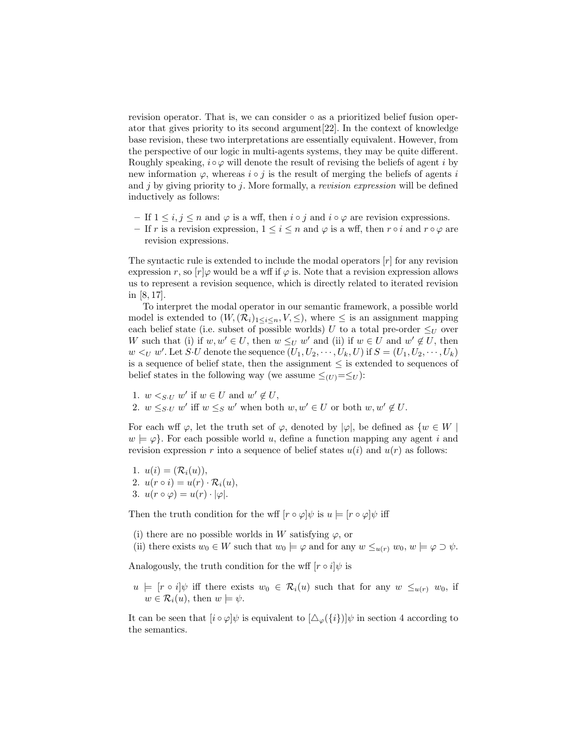revision operator. That is, we can consider $\circ$ as a prioritized belief fusion operator that gives priority to its second argument[22]. In the context of knowledge base revision, these two interpretations are essentially equivalent. However, from the perspective of our logic in multi-agents systems, they may be quite different. Roughly speaking, $i \circ \varphi$ will denote the result of revising the beliefs of agent $i$ by new information $\varphi$, whereas $i \circ j$ is the result of merging the beliefs of agents $i$ and $j$ by giving priority to $j$. More formally, a *revision expression* will be defined inductively as follows:

- If $1 \leq i, j \leq n$ and $\varphi$ is a wff, then $i \circ j$ and $i \circ \varphi$ are revision expressions.
- If $r$ is a revision expression, $1 \leq i \leq n$ and $\varphi$ is a wff, then $r \circ i$ and $r \circ \varphi$ are revision expressions.

The syntactic rule is extended to include the modal operators $[r]$ for any revision expression $r$, so $[r]\varphi$ would be a wff if $\varphi$ is. Note that a revision expression allows us to represent a revision sequence, which is directly related to iterated revision in [8, 17].

To interpret the modal operator in our semantic framework, a possible world model is extended to $(W, (\mathcal{R}_i)_{1\leq i\leq n}, V, \leq)$, where $\leq$ is an assignment mapping each belief state (i.e. subset of possible worlds) $U$ to a total pre-order $\leq_U$ over $W$ such that (i) if $w, w' \in U$, then $w \leq_U w'$ and (ii) if $w \in U$ and $w' \notin U$, then $w <_U w'$. Let $S \cdot U$ denote the sequence $(U_1, U_2, \cdots, U_k, U)$ if $S = (U_1, U_2, \cdots, U_k)$ is a sequence of belief state, then the assignment $\leq$ is extended to sequences of belief states in the following way (we assume $\leq_{(U)} = \leq_U$):

1. $w <_{S \cdot U} w'$ if $w \in U$ and $w' \notin U$,
2. $w \leq_{S \cdot U} w'$ iff $w \leq_S w'$ when both $w, w' \in U$ or both $w, w' \notin U$.

For each wff $\varphi$, let the truth set of $\varphi$, denoted by $|\varphi|$, be defined as $\{w \in W \mid w \models \varphi\}$. For each possible world $u$, define a function mapping any agent $i$ and revision expression $r$ into a sequence of belief states $u(i)$ and $u(r)$ as follows:

1. $u(i) = (\mathcal{R}_i(u))$,
2. $u(r \circ i) = u(r) \cdot \mathcal{R}_i(u)$,
3. $u(r \circ \varphi) = u(r) \cdot |\varphi|$.

Then the truth condition for the wff $[r \circ \varphi]\psi$ is $u \models [r \circ \varphi]\psi$ iff

(i) there are no possible worlds in $W$ satisfying $\varphi$, or
(ii) there exists $w_0 \in W$ such that $w_0 \models \varphi$ and for any $w \leq_{u(r)} w_0$, $w \models \varphi \supset \psi$.

Analogously, the truth condition for the wff $[r \circ i]\psi$ is

$u \models [r \circ i]\psi$ iff there exists $w_0 \in \mathcal{R}_i(u)$ such that for any $w \leq_{u(r)} w_0$, if $w \in \mathcal{R}_i(u)$, then $w \models \psi$.

It can be seen that $[i \circ \varphi]\psi$ is equivalent to $[\triangle_\varphi(\{i\})]\psi$ in section 4 according to the semantics.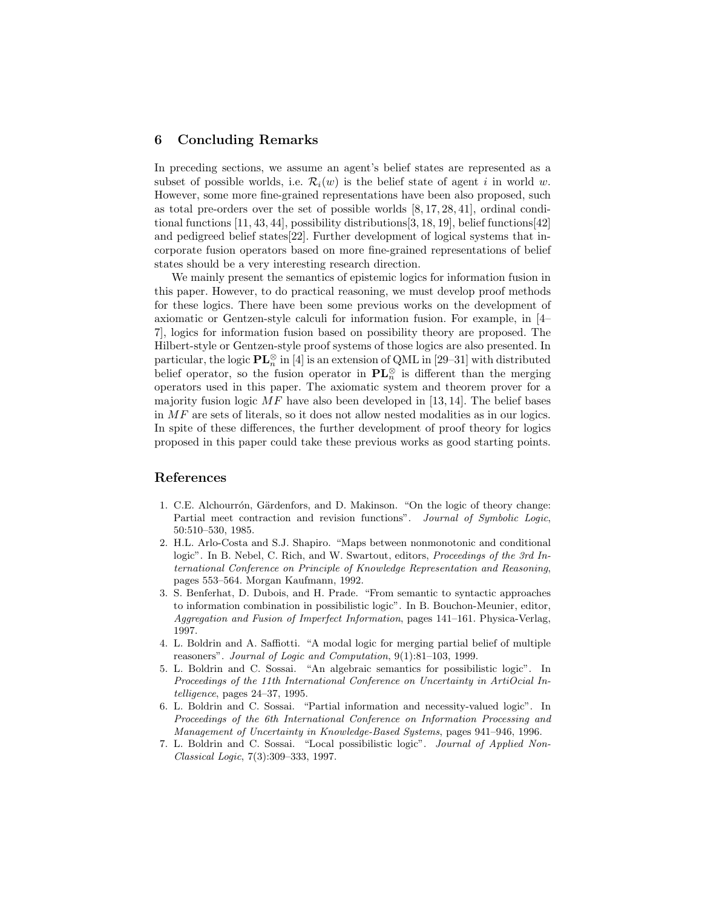## 6 Concluding Remarks

In preceding sections, we assume an agent's belief states are represented as a subset of possible worlds, i.e. $\mathcal{R}_i(w)$ is the belief state of agent $i$ in world $w$. However, some more fine-grained representations have been also proposed, such as total pre-orders over the set of possible worlds [8, 17, 28, 41], ordinal conditional functions [11, 43, 44], possibility distributions[3, 18, 19], belief functions[42] and pedigreed belief states[22]. Further development of logical systems that incorporate fusion operators based on more fine-grained representations of belief states should be a very interesting research direction.

We mainly present the semantics of epistemic logics for information fusion in this paper. However, to do practical reasoning, we must develop proof methods for these logics. There have been some previous works on the development of axiomatic or Gentzen-style calculi for information fusion. For example, in [4–7], logics for information fusion based on possibility theory are proposed. The Hilbert-style or Gentzen-style proof systems of those logics are also presented. In particular, the logic $\mathbf{PL}_n^{\otimes}$ in [4] is an extension of QML in [29–31] with distributed belief operator, so the fusion operator in $\mathbf{PL}_n^{\otimes}$ is different than the merging operators used in this paper. The axiomatic system and theorem prover for a majority fusion logic $MF$ have also been developed in [13, 14]. The belief bases in $MF$ are sets of literals, so it does not allow nested modalities as in our logics. In spite of these differences, the further development of proof theory for logics proposed in this paper could take these previous works as good starting points.

## References

1. C.E. Alchourrón, Gärdenfors, and D. Makinson. "On the logic of theory change: Partial meet contraction and revision functions". *Journal of Symbolic Logic*, 50:510–530, 1985.
2. H.L. Arlo-Costa and S.J. Shapiro. "Maps between nonmonotonic and conditional logic". In B. Nebel, C. Rich, and W. Swartout, editors, *Proceedings of the 3rd International Conference on Principle of Knowledge Representation and Reasoning*, pages 553–564. Morgan Kaufmann, 1992.
3. S. Benferhat, D. Dubois, and H. Prade. "From semantic to syntactic approaches to information combination in possibilistic logic". In B. Bouchon-Meunier, editor, *Aggregation and Fusion of Imperfect Information*, pages 141–161. Physica-Verlag, 1997.
4. L. Boldrin and A. Saffiotti. "A modal logic for merging partial belief of multiple reasoners". *Journal of Logic and Computation*, 9(1):81–103, 1999.
5. L. Boldrin and C. Sossai. "An algebraic semantics for possibilistic logic". In *Proceedings of the 11th International Conference on Uncertainty in ArtiOcial Intelligence*, pages 24–37, 1995.
6. L. Boldrin and C. Sossai. "Partial information and necessity-valued logic". In *Proceedings of the 6th International Conference on Information Processing and Management of Uncertainty in Knowledge-Based Systems*, pages 941–946, 1996.
7. L. Boldrin and C. Sossai. "Local possibilistic logic". *Journal of Applied Non-Classical Logic*, 7(3):309–333, 1997.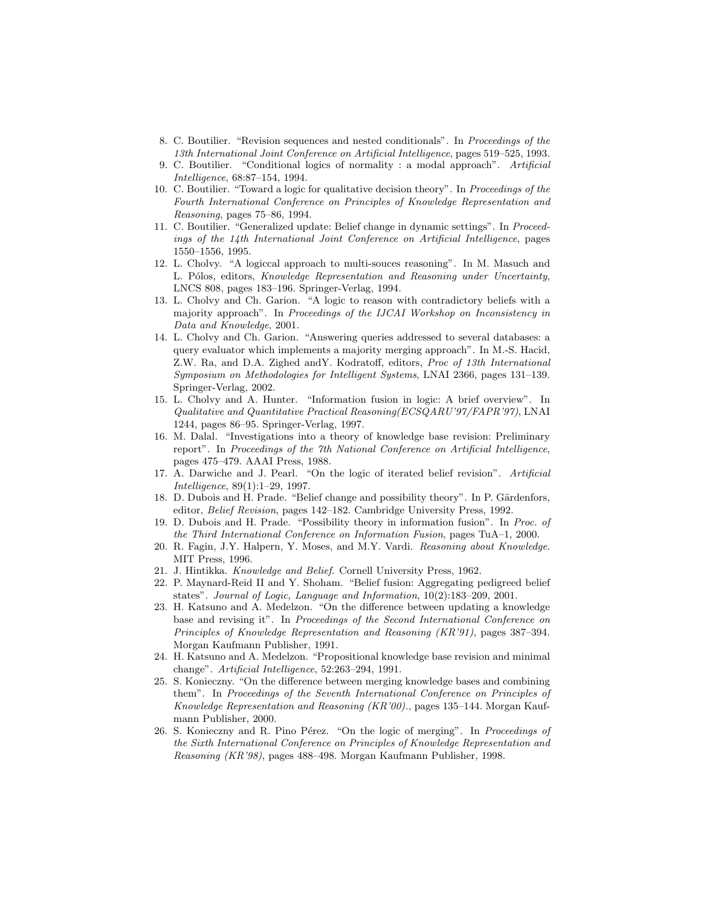8. C. Boutilier. "Revision sequences and nested conditionals". In *Proceedings of the 13th International Joint Conference on Artificial Intelligence*, pages 519–525, 1993.
9. C. Boutilier. "Conditional logics of normality : a modal approach". *Artificial Intelligence*, 68:87–154, 1994.
10. C. Boutilier. "Toward a logic for qualitative decision theory". In *Proceedings of the Fourth International Conference on Principles of Knowledge Representation and Reasoning*, pages 75–86, 1994.
11. C. Boutilier. "Generalized update: Belief change in dynamic settings". In *Proceedings of the 14th International Joint Conference on Artificial Intelligence*, pages 1550–1556, 1995.
12. L. Cholvy. "A logiccal approach to multi-souces reasoning". In M. Masuch and L. Pólos, editors, *Knowledge Representation and Reasoning under Uncertainty*, LNCS 808, pages 183–196. Springer-Verlag, 1994.
13. L. Cholvy and Ch. Garion. "A logic to reason with contradictory beliefs with a majority approach". In *Proceedings of the IJCAI Workshop on Inconsistency in Data and Knowledge*, 2001.
14. L. Cholvy and Ch. Garion. "Answering queries addressed to several databases: a query evaluator which implements a majority merging approach". In M.-S. Hacid, Z.W. Ra, and D.A. Zighed andY. Kodratoff, editors, *Proc of 13th International Symposium on Methodologies for Intelligent Systems*, LNAI 2366, pages 131–139. Springer-Verlag, 2002.
15. L. Cholvy and A. Hunter. "Information fusion in logic: A brief overview". In *Qualitative and Quantitative Practical Reasoning(ECSQARU'97/FAPR'97)*, LNAI 1244, pages 86–95. Springer-Verlag, 1997.
16. M. Dalal. "Investigations into a theory of knowledge base revision: Preliminary report". In *Proceedings of the 7th National Conference on Artificial Intelligence*, pages 475–479. AAAI Press, 1988.
17. A. Darwiche and J. Pearl. "On the logic of iterated belief revision". *Artificial Intelligence*, 89(1):1–29, 1997.
18. D. Dubois and H. Prade. "Belief change and possibility theory". In P. Gärdenfors, editor, *Belief Revision*, pages 142–182. Cambridge University Press, 1992.
19. D. Dubois and H. Prade. "Possibility theory in information fusion". In *Proc. of the Third International Conference on Information Fusion*, pages TuA–1, 2000.
20. R. Fagin, J.Y. Halpern, Y. Moses, and M.Y. Vardi. *Reasoning about Knowledge*. MIT Press, 1996.
21. J. Hintikka. *Knowledge and Belief*. Cornell University Press, 1962.
22. P. Maynard-Reid II and Y. Shoham. "Belief fusion: Aggregating pedigreed belief states". *Journal of Logic, Language and Information*, 10(2):183–209, 2001.
23. H. Katsuno and A. Medelzon. "On the difference between updating a knowledge base and revising it". In *Proceedings of the Second International Conference on Principles of Knowledge Representation and Reasoning (KR'91)*, pages 387–394. Morgan Kaufmann Publisher, 1991.
24. H. Katsuno and A. Medelzon. "Propositional knowledge base revision and minimal change". *Artificial Intelligence*, 52:263–294, 1991.
25. S. Konieczny. "On the difference between merging knowledge bases and combining them". In *Proceedings of the Seventh International Conference on Principles of Knowledge Representation and Reasoning (KR'00).*, pages 135–144. Morgan Kaufmann Publisher, 2000.
26. S. Konieczny and R. Pino Pérez. "On the logic of merging". In *Proceedings of the Sixth International Conference on Principles of Knowledge Representation and Reasoning (KR'98)*, pages 488–498. Morgan Kaufmann Publisher, 1998.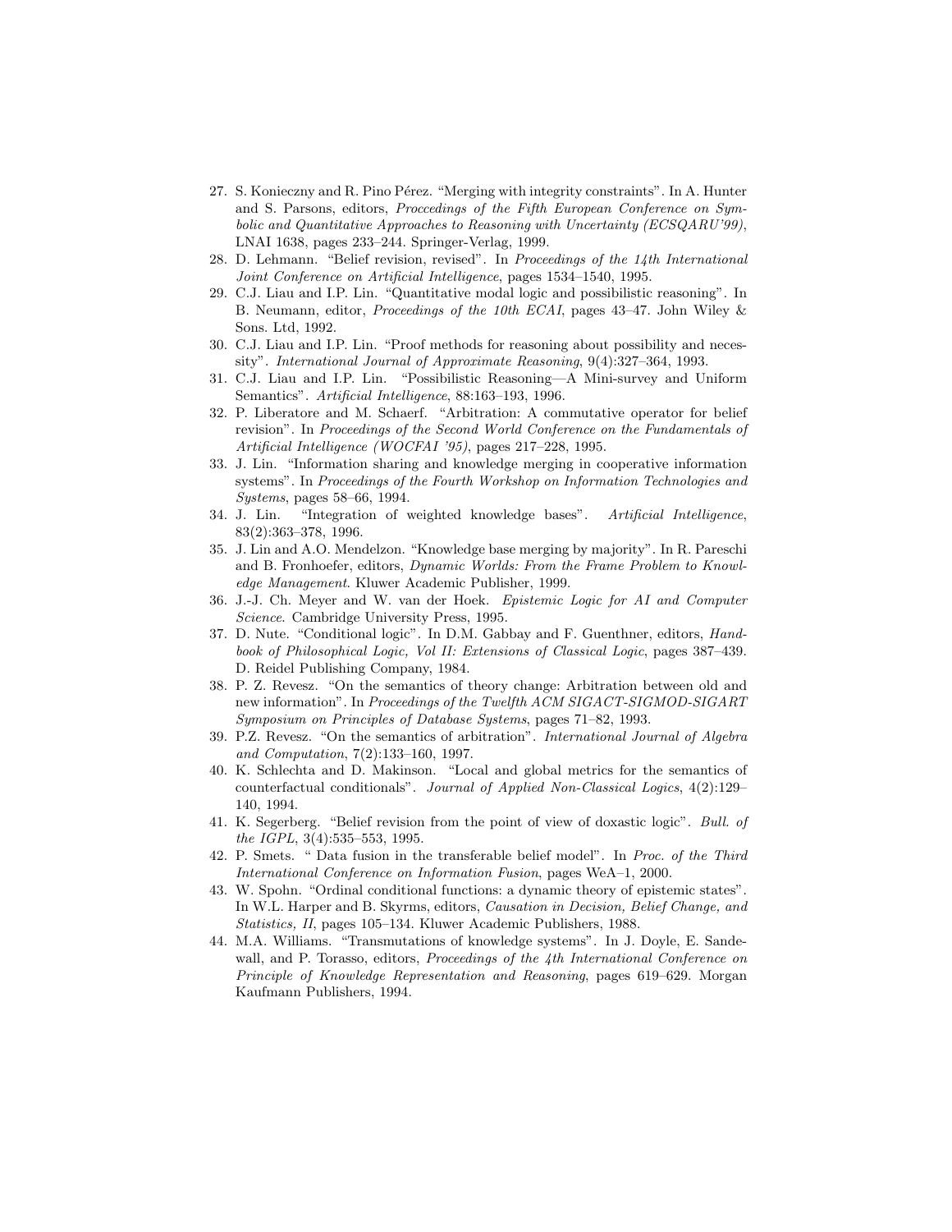27. S. Konieczny and R. Pino Pérez. "Merging with integrity constraints". In A. Hunter and S. Parsons, editors, *Proccedings of the Fifth European Conference on Symbolic and Quantitative Approaches to Reasoning with Uncertainty (ECSQARU'99)*, LNAI 1638, pages 233–244. Springer-Verlag, 1999.
28. D. Lehmann. "Belief revision, revised". In *Proceedings of the 14th International Joint Conference on Artificial Intelligence*, pages 1534–1540, 1995.
29. C.J. Liau and I.P. Lin. "Quantitative modal logic and possibilistic reasoning". In B. Neumann, editor, *Proceedings of the 10th ECAI*, pages 43–47. John Wiley & Sons. Ltd, 1992.
30. C.J. Liau and I.P. Lin. "Proof methods for reasoning about possibility and necessity". *International Journal of Approximate Reasoning*, 9(4):327–364, 1993.
31. C.J. Liau and I.P. Lin. "Possibilistic Reasoning—A Mini-survey and Uniform Semantics". *Artificial Intelligence*, 88:163–193, 1996.
32. P. Liberatore and M. Schaerf. "Arbitration: A commutative operator for belief revision". In *Proceedings of the Second World Conference on the Fundamentals of Artificial Intelligence (WOCFAI '95)*, pages 217–228, 1995.
33. J. Lin. "Information sharing and knowledge merging in cooperative information systems". In *Proceedings of the Fourth Workshop on Information Technologies and Systems*, pages 58–66, 1994.
34. J. Lin. "Integration of weighted knowledge bases". *Artificial Intelligence*, 83(2):363–378, 1996.
35. J. Lin and A.O. Mendelzon. "Knowledge base merging by majority". In R. Pareschi and B. Fronhoefer, editors, *Dynamic Worlds: From the Frame Problem to Knowledge Management*. Kluwer Academic Publisher, 1999.
36. J.-J. Ch. Meyer and W. van der Hoek. *Epistemic Logic for AI and Computer Science*. Cambridge University Press, 1995.
37. D. Nute. "Conditional logic". In D.M. Gabbay and F. Guenthner, editors, *Handbook of Philosophical Logic, Vol II: Extensions of Classical Logic*, pages 387–439. D. Reidel Publishing Company, 1984.
38. P. Z. Revesz. "On the semantics of theory change: Arbitration between old and new information". In *Proceedings of the Twelfth ACM SIGACT-SIGMOD-SIGART Symposium on Principles of Database Systems*, pages 71–82, 1993.
39. P.Z. Revesz. "On the semantics of arbitration". *International Journal of Algebra and Computation*, 7(2):133–160, 1997.
40. K. Schlechta and D. Makinson. "Local and global metrics for the semantics of counterfactual conditionals". *Journal of Applied Non-Classical Logics*, 4(2):129–140, 1994.
41. K. Segerberg. "Belief revision from the point of view of doxastic logic". *Bull. of the IGPL*, 3(4):535–553, 1995.
42. P. Smets. " Data fusion in the transferable belief model". In *Proc. of the Third International Conference on Information Fusion*, pages WeA–1, 2000.
43. W. Spohn. "Ordinal conditional functions: a dynamic theory of epistemic states". In W.L. Harper and B. Skyrms, editors, *Causation in Decision, Belief Change, and Statistics, II*, pages 105–134. Kluwer Academic Publishers, 1988.
44. M.A. Williams. "Transmutations of knowledge systems". In J. Doyle, E. Sandewall, and P. Torasso, editors, *Proceedings of the 4th International Conference on Principle of Knowledge Representation and Reasoning*, pages 619–629. Morgan Kaufmann Publishers, 1994.